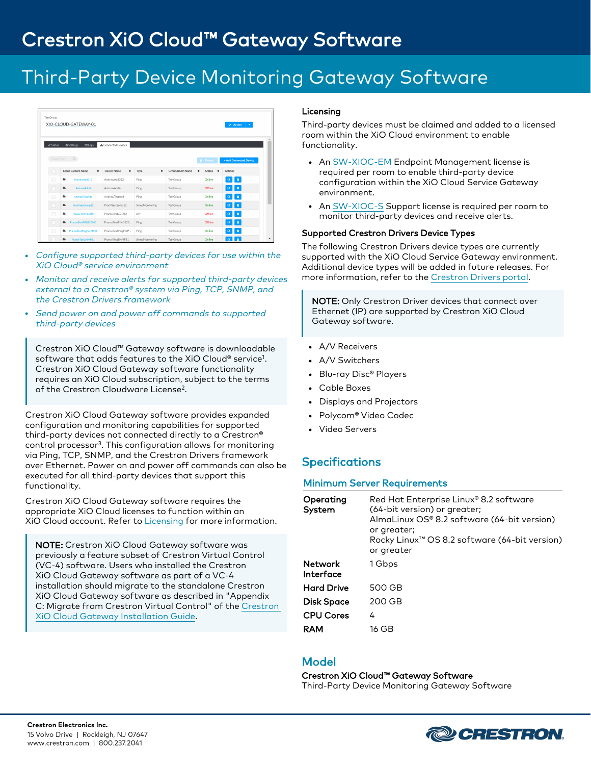# Crestron XiO Cloud™ Gateway Software

## Third-Party Device Monitoring Gateway Software

- *Configure supported third-party devices for use within the XiO Cloud® service environment*
- *Monitor and receive alerts for supported third-party devices external to a Crestron® system via Ping, TCP, SNMP, and the Crestron Drivers framework*
- *Send power on and power off commands to supported third-party devices*

> Crestron XiO Cloud™ Gateway software is downloadable software that adds features to the XiO Cloud® service[1]. Crestron XiO Cloud Gateway software functionality requires an XiO Cloud subscription, subject to the terms of the Crestron Cloudware License[2].

Crestron XiO Cloud Gateway software provides expanded configuration and monitoring capabilities for supported third-party devices not connected directly to a Crestron® control processor[3]. This configuration allows for monitoring via Ping, TCP, SNMP, and the Crestron Drivers framework over Ethernet. Power on and power off commands can also be executed for all third-party devices that support this functionality.

Crestron XiO Cloud Gateway software requires the appropriate XiO Cloud licenses to function within an XiO Cloud account. Refer to Licensing for more information.

> **NOTE:** Crestron XiO Cloud Gateway software was previously a feature subset of Crestron Virtual Control (VC-4) software. Users who installed the Crestron XiO Cloud Gateway software as part of a VC-4 installation should migrate to the standalone Crestron XiO Cloud Gateway software as described in "Appendix C: Migrate from Crestron Virtual Control" of the Crestron XiO Cloud Gateway Installation Guide.

### Licensing

Third-party devices must be claimed and added to a licensed room within the XiO Cloud environment to enable functionality.

- An SW-XIOC-EM Endpoint Management license is required per room to enable third-party device configuration within the XiO Cloud Service Gateway environment.
- An SW-XIOC-S Support license is required per room to monitor third-party devices and receive alerts.

### Supported Crestron Drivers Device Types

The following Crestron Drivers device types are currently supported with the XiO Cloud Service Gateway environment. Additional device types will be added in future releases. For more information, refer to the Crestron Drivers portal.

> **NOTE:** Only Crestron Driver devices that connect over Ethernet (IP) are supported by Crestron XiO Cloud Gateway software.

- A/V Receivers
- A/V Switchers
- Blu-ray Disc® Players
- Cable Boxes
- Displays and Projectors
- Polycom® Video Codec
- Video Servers

## Specifications

### Minimum Server Requirements

| | |
|---|---|
| **Operating System** | Red Hat Enterprise Linux® 8.2 software (64-bit version) or greater; AlmaLinux OS® 8.2 software (64-bit version) or greater; Rocky Linux™ OS 8.2 software (64-bit version) or greater |
| **Network Interface** | 1 Gbps |
| **Hard Drive** | 500 GB |
| **Disk Space** | 200 GB |
| **CPU Cores** | 4 |
| **RAM** | 16 GB |

## Model

**Crestron XiO Cloud™ Gateway Software**
Third-Party Device Monitoring Gateway Software

**Crestron Electronics Inc.**
15 Volvo Drive | Rockleigh, NJ 07647
www.crestron.com | 800.237.2041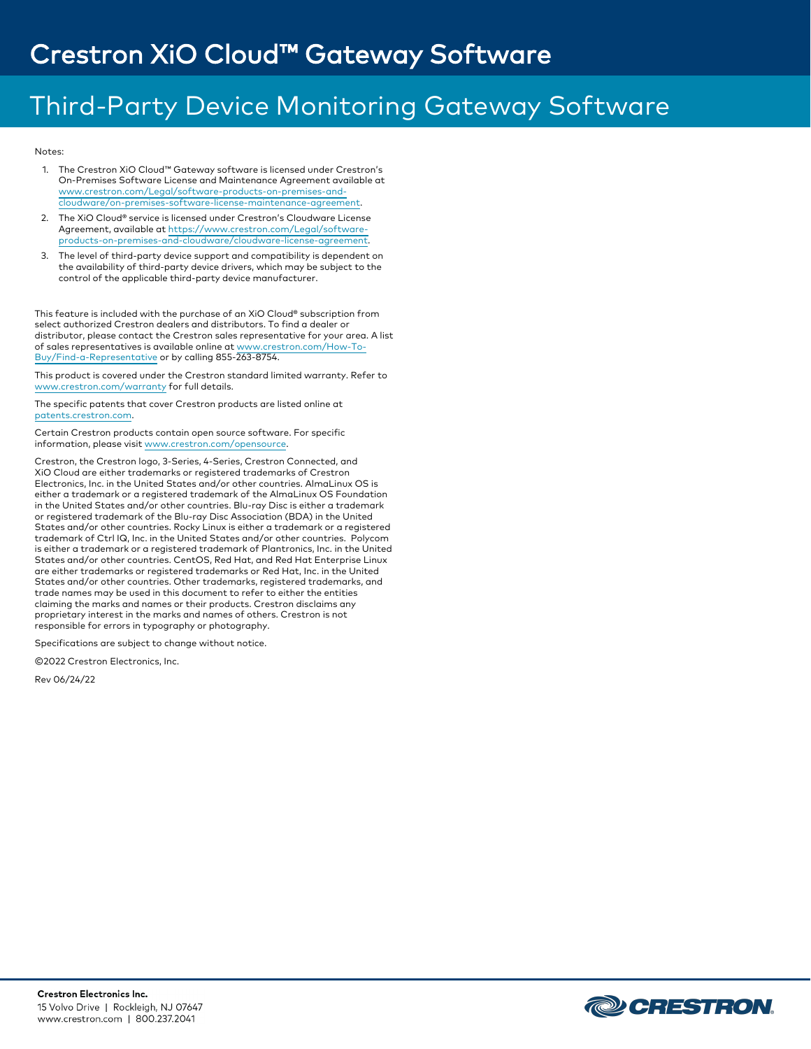# Crestron XiO Cloud™ Gateway Software

## Third-Party Device Monitoring Gateway Software

Notes:

1. The Crestron XiO Cloud™ Gateway software is licensed under Crestron's On-Premises Software License and Maintenance Agreement available at www.crestron.com/Legal/software-products-on-premises-and-cloudware/on-premises-software-license-maintenance-agreement.
2. The XiO Cloud® service is licensed under Crestron's Cloudware License Agreement, available at https://www.crestron.com/Legal/software-products-on-premises-and-cloudware/cloudware-license-agreement.
3. The level of third-party device support and compatibility is dependent on the availability of third-party device drivers, which may be subject to the control of the applicable third-party device manufacturer.

This feature is included with the purchase of an XiO Cloud® subscription from select authorized Crestron dealers and distributors. To find a dealer or distributor, please contact the Crestron sales representative for your area. A list of sales representatives is available online at www.crestron.com/How-To-Buy/Find-a-Representative or by calling 855-263-8754.

This product is covered under the Crestron standard limited warranty. Refer to www.crestron.com/warranty for full details.

The specific patents that cover Crestron products are listed online at patents.crestron.com.

Certain Crestron products contain open source software. For specific information, please visit www.crestron.com/opensource.

Crestron, the Crestron logo, 3-Series, 4-Series, Crestron Connected, and XiO Cloud are either trademarks or registered trademarks of Crestron Electronics, Inc. in the United States and/or other countries. AlmaLinux OS is either a trademark or a registered trademark of the AlmaLinux OS Foundation in the United States and/or other countries. Blu-ray Disc is either a trademark or registered trademark of the Blu-ray Disc Association (BDA) in the United States and/or other countries. Rocky Linux is either a trademark or a registered trademark of Ctrl IQ, Inc. in the United States and/or other countries. Polycom is either a trademark or a registered trademark of Plantronics, Inc. in the United States and/or other countries. CentOS, Red Hat, and Red Hat Enterprise Linux are either trademarks or registered trademarks or Red Hat, Inc. in the United States and/or other countries. Other trademarks, registered trademarks, and trade names may be used in this document to refer to either the entities claiming the marks and names or their products. Crestron disclaims any proprietary interest in the marks and names of others. Crestron is not responsible for errors in typography or photography.

Specifications are subject to change without notice.

©2022 Crestron Electronics, Inc.

Rev 06/24/22

**Crestron Electronics Inc.**
15 Volvo Drive | Rockleigh, NJ 07647
www.crestron.com | 800.237.2041

CRESTRON